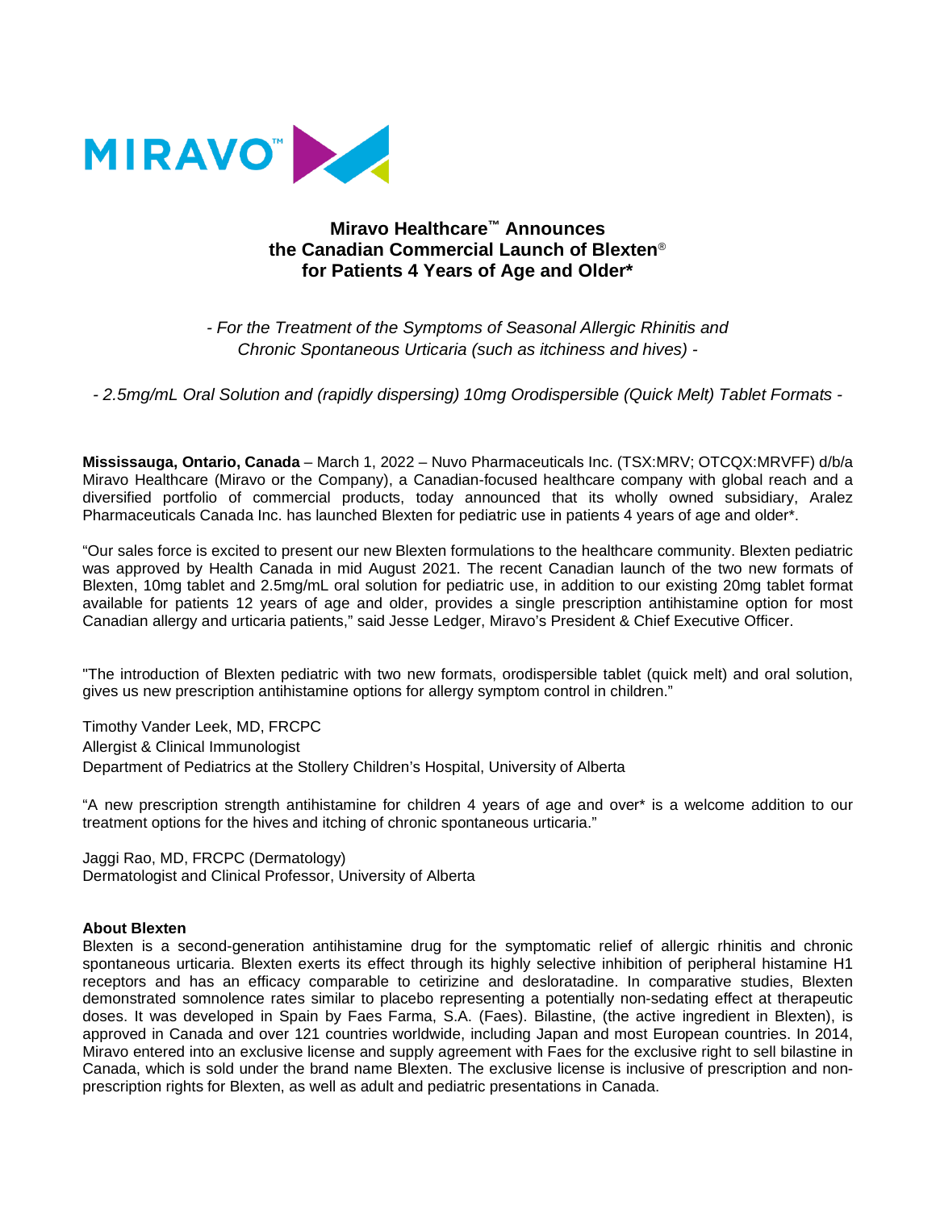MIRAVO™

# Miravo Healthcare™ Announces the Canadian Commercial Launch of Blexten® for Patients 4 Years of Age and Older*

*- For the Treatment of the Symptoms of Seasonal Allergic Rhinitis and Chronic Spontaneous Urticaria (such as itchiness and hives) -*

*- 2.5mg/mL Oral Solution and (rapidly dispersing) 10mg Orodispersible (Quick Melt) Tablet Formats -*

**Mississauga, Ontario, Canada** – March 1, 2022 – Nuvo Pharmaceuticals Inc. (TSX:MRV; OTCQX:MRVFF) d/b/a Miravo Healthcare (Miravo or the Company), a Canadian-focused healthcare company with global reach and a diversified portfolio of commercial products, today announced that its wholly owned subsidiary, Aralez Pharmaceuticals Canada Inc. has launched Blexten for pediatric use in patients 4 years of age and older*.

"Our sales force is excited to present our new Blexten formulations to the healthcare community. Blexten pediatric was approved by Health Canada in mid August 2021. The recent Canadian launch of the two new formats of Blexten, 10mg tablet and 2.5mg/mL oral solution for pediatric use, in addition to our existing 20mg tablet format available for patients 12 years of age and older, provides a single prescription antihistamine option for most Canadian allergy and urticaria patients," said Jesse Ledger, Miravo's President & Chief Executive Officer.

"The introduction of Blexten pediatric with two new formats, orodispersible tablet (quick melt) and oral solution, gives us new prescription antihistamine options for allergy symptom control in children."

Timothy Vander Leek, MD, FRCPC
Allergist & Clinical Immunologist
Department of Pediatrics at the Stollery Children's Hospital, University of Alberta

"A new prescription strength antihistamine for children 4 years of age and over* is a welcome addition to our treatment options for the hives and itching of chronic spontaneous urticaria."

Jaggi Rao, MD, FRCPC (Dermatology)
Dermatologist and Clinical Professor, University of Alberta

**About Blexten**
Blexten is a second-generation antihistamine drug for the symptomatic relief of allergic rhinitis and chronic spontaneous urticaria. Blexten exerts its effect through its highly selective inhibition of peripheral histamine H1 receptors and has an efficacy comparable to cetirizine and desloratadine. In comparative studies, Blexten demonstrated somnolence rates similar to placebo representing a potentially non-sedating effect at therapeutic doses. It was developed in Spain by Faes Farma, S.A. (Faes). Bilastine, (the active ingredient in Blexten), is approved in Canada and over 121 countries worldwide, including Japan and most European countries. In 2014, Miravo entered into an exclusive license and supply agreement with Faes for the exclusive right to sell bilastine in Canada, which is sold under the brand name Blexten. The exclusive license is inclusive of prescription and non-prescription rights for Blexten, as well as adult and pediatric presentations in Canada.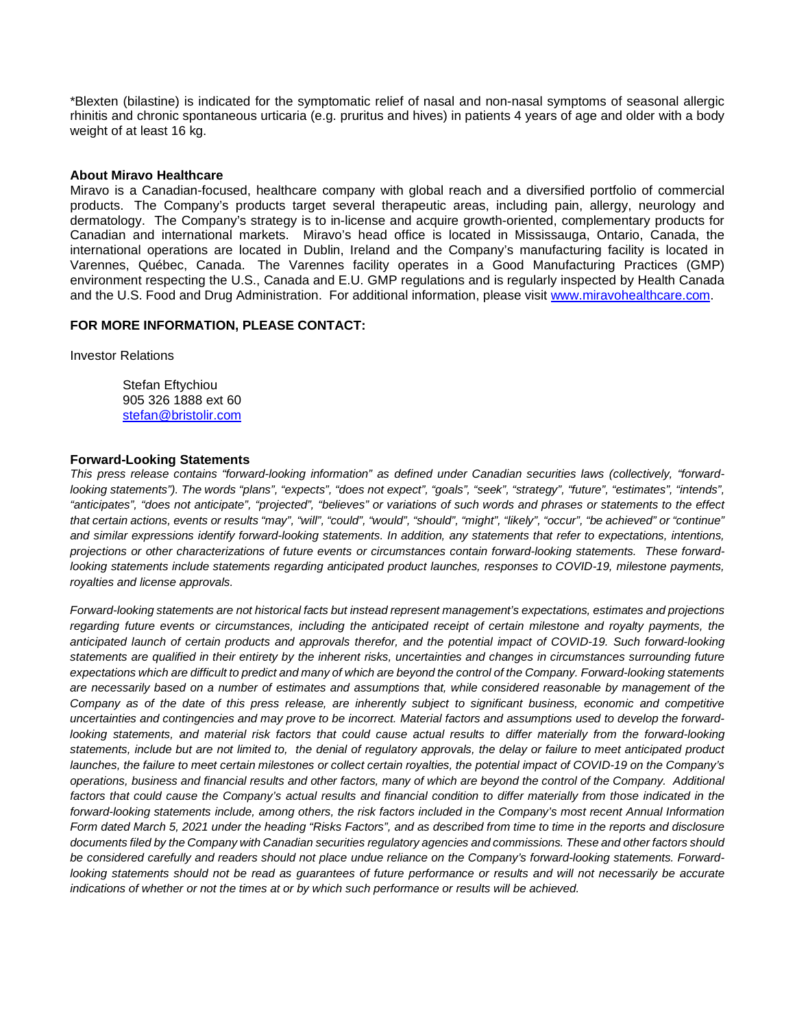*Blexten (bilastine) is indicated for the symptomatic relief of nasal and non-nasal symptoms of seasonal allergic rhinitis and chronic spontaneous urticaria (e.g. pruritus and hives) in patients 4 years of age and older with a body weight of at least 16 kg.

**About Miravo Healthcare**

Miravo is a Canadian-focused, healthcare company with global reach and a diversified portfolio of commercial products. The Company's products target several therapeutic areas, including pain, allergy, neurology and dermatology. The Company's strategy is to in-license and acquire growth-oriented, complementary products for Canadian and international markets. Miravo's head office is located in Mississauga, Ontario, Canada, the international operations are located in Dublin, Ireland and the Company's manufacturing facility is located in Varennes, Québec, Canada. The Varennes facility operates in a Good Manufacturing Practices (GMP) environment respecting the U.S., Canada and E.U. GMP regulations and is regularly inspected by Health Canada and the U.S. Food and Drug Administration. For additional information, please visit www.miravohealthcare.com.

**FOR MORE INFORMATION, PLEASE CONTACT:**

Investor Relations

Stefan Eftychiou
905 326 1888 ext 60
stefan@bristolir.com

**Forward-Looking Statements**

*This press release contains "forward-looking information" as defined under Canadian securities laws (collectively, "forward-looking statements"). The words "plans", "expects", "does not expect", "goals", "seek", "strategy", "future", "estimates", "intends", "anticipates", "does not anticipate", "projected", "believes" or variations of such words and phrases or statements to the effect that certain actions, events or results "may", "will", "could", "would", "should", "might", "likely", "occur", "be achieved" or "continue" and similar expressions identify forward-looking statements. In addition, any statements that refer to expectations, intentions, projections or other characterizations of future events or circumstances contain forward-looking statements. These forward-looking statements include statements regarding anticipated product launches, responses to COVID-19, milestone payments, royalties and license approvals.*

*Forward-looking statements are not historical facts but instead represent management's expectations, estimates and projections regarding future events or circumstances, including the anticipated receipt of certain milestone and royalty payments, the anticipated launch of certain products and approvals therefor, and the potential impact of COVID-19. Such forward-looking statements are qualified in their entirety by the inherent risks, uncertainties and changes in circumstances surrounding future expectations which are difficult to predict and many of which are beyond the control of the Company. Forward-looking statements are necessarily based on a number of estimates and assumptions that, while considered reasonable by management of the Company as of the date of this press release, are inherently subject to significant business, economic and competitive uncertainties and contingencies and may prove to be incorrect. Material factors and assumptions used to develop the forward-looking statements, and material risk factors that could cause actual results to differ materially from the forward-looking statements, include but are not limited to, the denial of regulatory approvals, the delay or failure to meet anticipated product launches, the failure to meet certain milestones or collect certain royalties, the potential impact of COVID-19 on the Company's operations, business and financial results and other factors, many of which are beyond the control of the Company. Additional factors that could cause the Company's actual results and financial condition to differ materially from those indicated in the forward-looking statements include, among others, the risk factors included in the Company's most recent Annual Information Form dated March 5, 2021 under the heading "Risks Factors", and as described from time to time in the reports and disclosure documents filed by the Company with Canadian securities regulatory agencies and commissions. These and other factors should be considered carefully and readers should not place undue reliance on the Company's forward-looking statements. Forward-looking statements should not be read as guarantees of future performance or results and will not necessarily be accurate indications of whether or not the times at or by which such performance or results will be achieved.*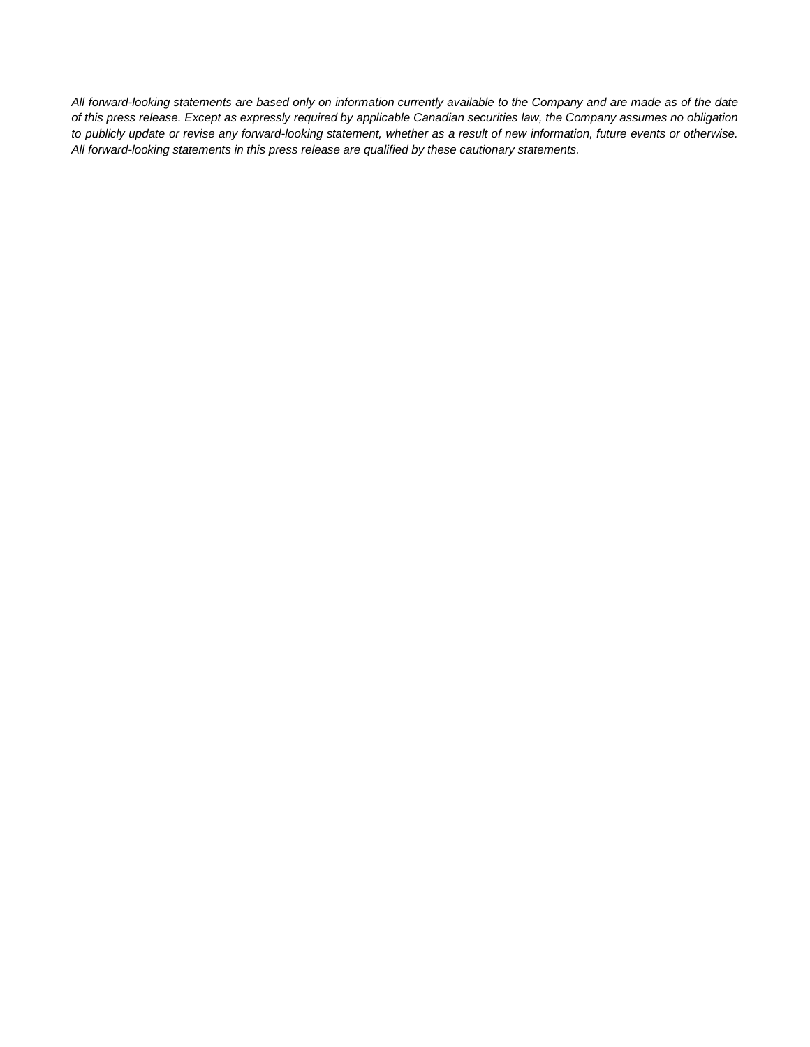*All forward-looking statements are based only on information currently available to the Company and are made as of the date of this press release. Except as expressly required by applicable Canadian securities law, the Company assumes no obligation to publicly update or revise any forward-looking statement, whether as a result of new information, future events or otherwise. All forward-looking statements in this press release are qualified by these cautionary statements.*